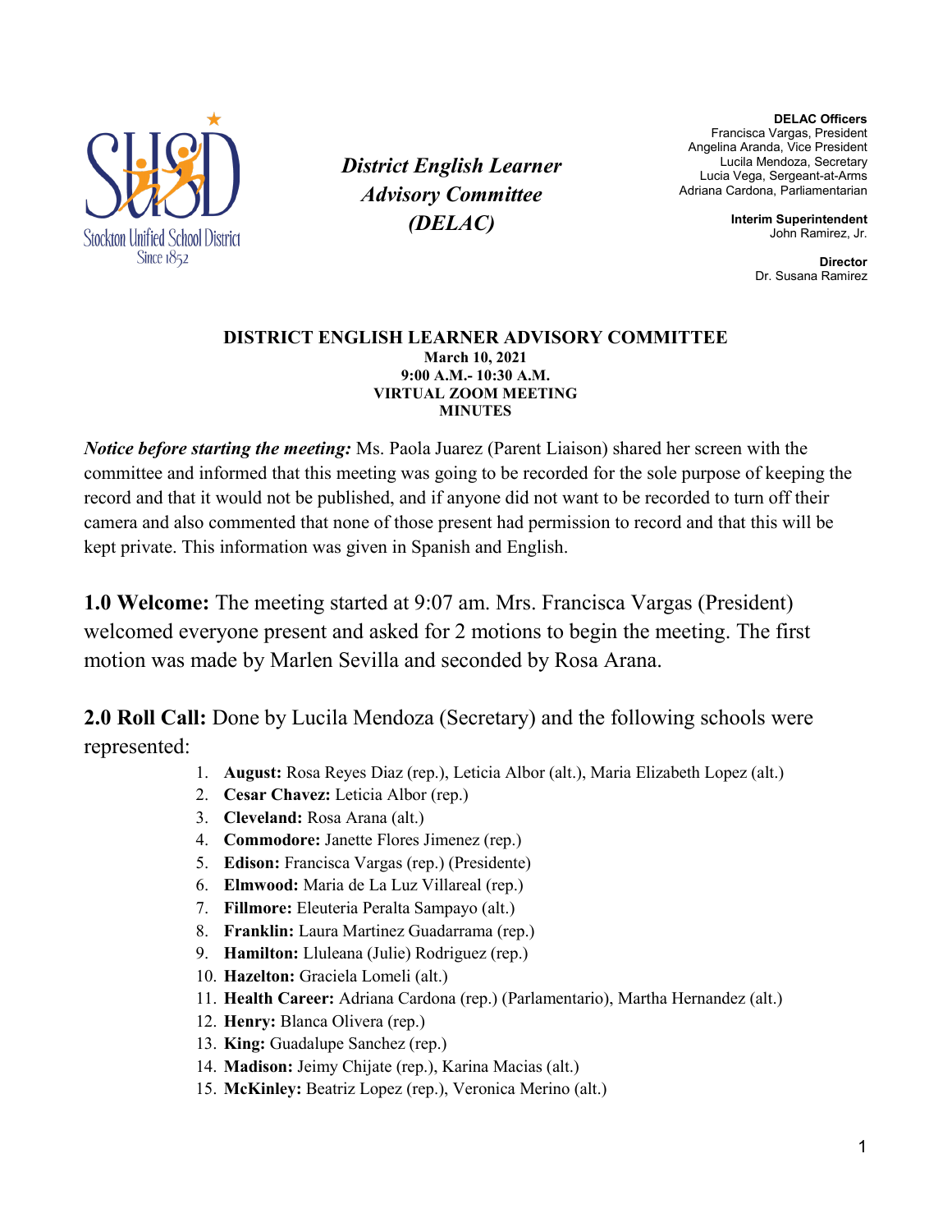Stockton Unified School District
Since 1852

*District English Learner Advisory Committee (DELAC)*

**DELAC Officers**
Francisca Vargas, President
Angelina Aranda, Vice President
Lucila Mendoza, Secretary
Lucia Vega, Sergeant-at-Arms
Adriana Cardona, Parliamentarian

**Interim Superintendent**
John Ramirez, Jr.

**Director**
Dr. Susana Ramirez

# DISTRICT ENGLISH LEARNER ADVISORY COMMITTEE

**March 10, 2021**
**9:00 A.M.- 10:30 A.M.**
**VIRTUAL ZOOM MEETING**
**MINUTES**

***Notice before starting the meeting:*** Ms. Paola Juarez (Parent Liaison) shared her screen with the committee and informed that this meeting was going to be recorded for the sole purpose of keeping the record and that it would not be published, and if anyone did not want to be recorded to turn off their camera and also commented that none of those present had permission to record and that this will be kept private. This information was given in Spanish and English.

**1.0 Welcome:** The meeting started at 9:07 am. Mrs. Francisca Vargas (President) welcomed everyone present and asked for 2 motions to begin the meeting. The first motion was made by Marlen Sevilla and seconded by Rosa Arana.

**2.0 Roll Call:** Done by Lucila Mendoza (Secretary) and the following schools were represented:

1. **August:** Rosa Reyes Diaz (rep.), Leticia Albor (alt.), Maria Elizabeth Lopez (alt.)
2. **Cesar Chavez:** Leticia Albor (rep.)
3. **Cleveland:** Rosa Arana (alt.)
4. **Commodore:** Janette Flores Jimenez (rep.)
5. **Edison:** Francisca Vargas (rep.) (Presidente)
6. **Elmwood:** Maria de La Luz Villareal (rep.)
7. **Fillmore:** Eleuteria Peralta Sampayo (alt.)
8. **Franklin:** Laura Martinez Guadarrama (rep.)
9. **Hamilton:** Lluleana (Julie) Rodriguez (rep.)
10. **Hazelton:** Graciela Lomeli (alt.)
11. **Health Career:** Adriana Cardona (rep.) (Parlamentario), Martha Hernandez (alt.)
12. **Henry:** Blanca Olivera (rep.)
13. **King:** Guadalupe Sanchez (rep.)
14. **Madison:** Jeimy Chijate (rep.), Karina Macias (alt.)
15. **McKinley:** Beatriz Lopez (rep.), Veronica Merino (alt.)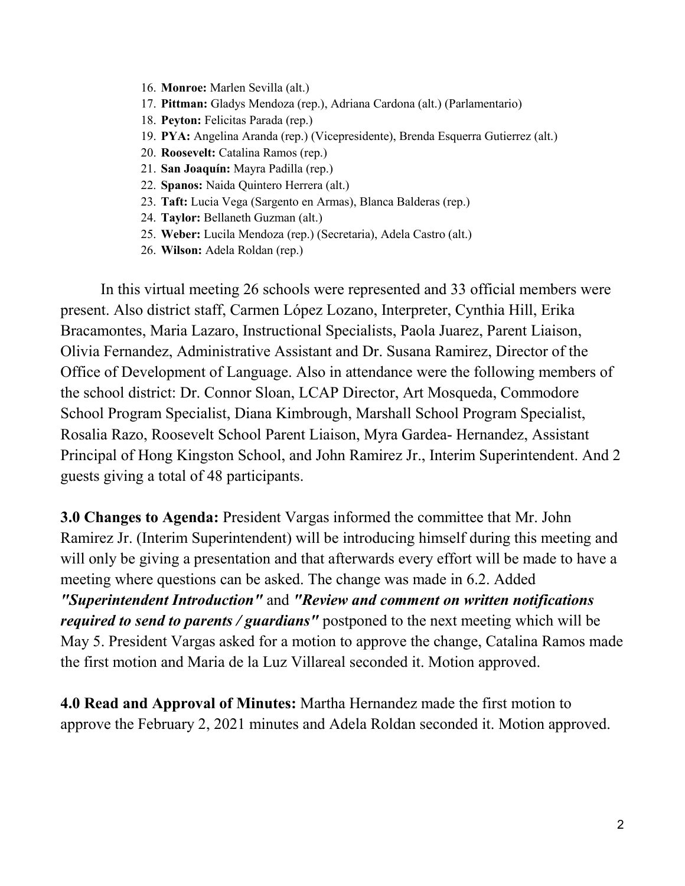16. **Monroe:** Marlen Sevilla (alt.)
17. **Pittman:** Gladys Mendoza (rep.), Adriana Cardona (alt.) (Parlamentario)
18. **Peyton:** Felicitas Parada (rep.)
19. **PYA:** Angelina Aranda (rep.) (Vicepresidente), Brenda Esquerra Gutierrez (alt.)
20. **Roosevelt:** Catalina Ramos (rep.)
21. **San Joaquín:** Mayra Padilla (rep.)
22. **Spanos:** Naida Quintero Herrera (alt.)
23. **Taft:** Lucia Vega (Sargento en Armas), Blanca Balderas (rep.)
24. **Taylor:** Bellaneth Guzman (alt.)
25. **Weber:** Lucila Mendoza (rep.) (Secretaria), Adela Castro (alt.)
26. **Wilson:** Adela Roldan (rep.)

In this virtual meeting 26 schools were represented and 33 official members were present. Also district staff, Carmen López Lozano, Interpreter, Cynthia Hill, Erika Bracamontes, Maria Lazaro, Instructional Specialists, Paola Juarez, Parent Liaison, Olivia Fernandez, Administrative Assistant and Dr. Susana Ramirez, Director of the Office of Development of Language. Also in attendance were the following members of the school district: Dr. Connor Sloan, LCAP Director, Art Mosqueda, Commodore School Program Specialist, Diana Kimbrough, Marshall School Program Specialist, Rosalia Razo, Roosevelt School Parent Liaison, Myra Gardea- Hernandez, Assistant Principal of Hong Kingston School, and John Ramirez Jr., Interim Superintendent. And 2 guests giving a total of 48 participants.

**3.0 Changes to Agenda:** President Vargas informed the committee that Mr. John Ramirez Jr. (Interim Superintendent) will be introducing himself during this meeting and will only be giving a presentation and that afterwards every effort will be made to have a meeting where questions can be asked. The change was made in 6.2. Added ***"Superintendent Introduction"*** and ***"Review and comment on written notifications required to send to parents / guardians"*** postponed to the next meeting which will be May 5. President Vargas asked for a motion to approve the change, Catalina Ramos made the first motion and Maria de la Luz Villareal seconded it. Motion approved.

**4.0 Read and Approval of Minutes:** Martha Hernandez made the first motion to approve the February 2, 2021 minutes and Adela Roldan seconded it. Motion approved.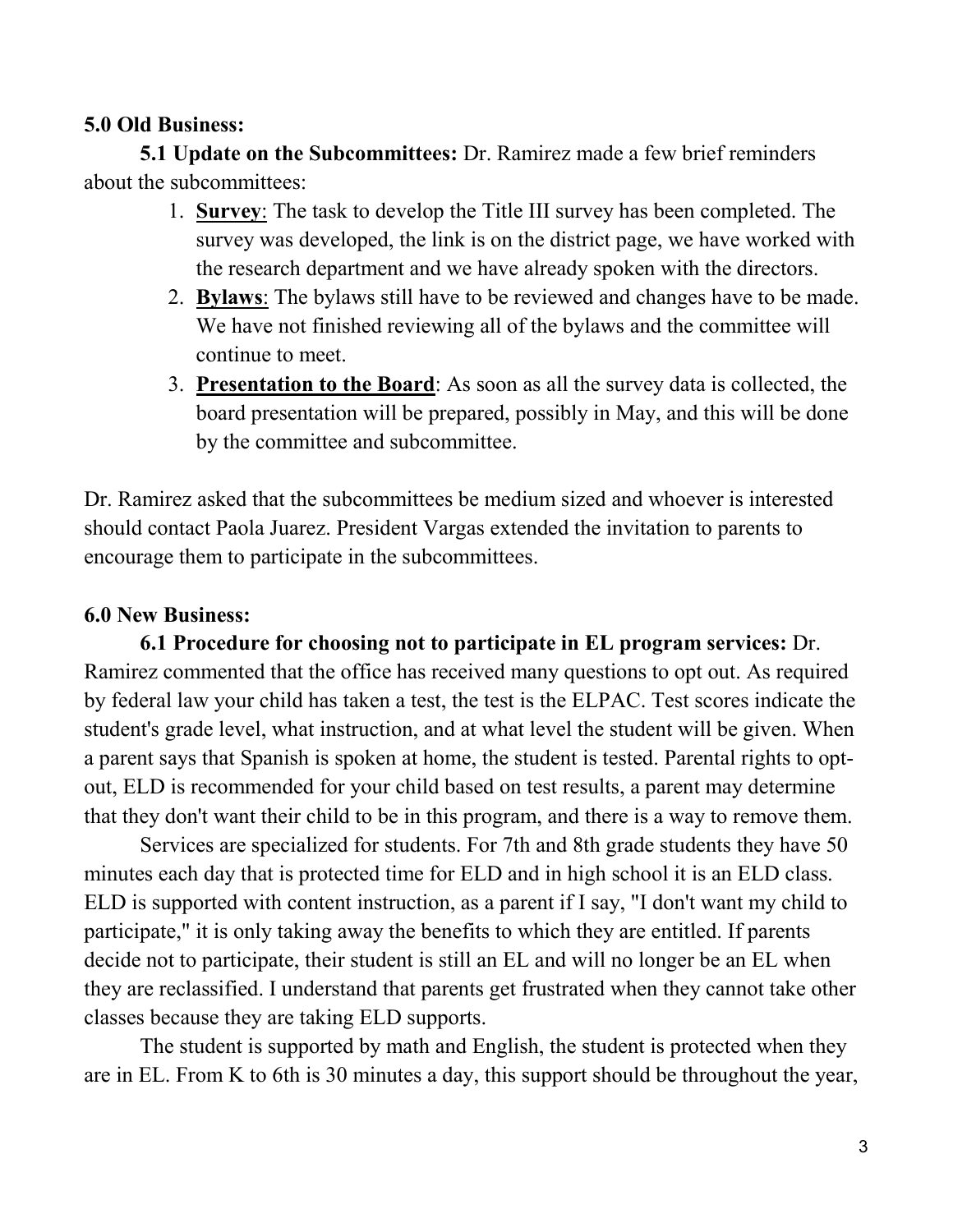**5.0 Old Business:**

**5.1 Update on the Subcommittees:** Dr. Ramirez made a few brief reminders about the subcommittees:

1. **Survey**: The task to develop the Title III survey has been completed. The survey was developed, the link is on the district page, we have worked with the research department and we have already spoken with the directors.
2. **Bylaws**: The bylaws still have to be reviewed and changes have to be made. We have not finished reviewing all of the bylaws and the committee will continue to meet.
3. **Presentation to the Board**: As soon as all the survey data is collected, the board presentation will be prepared, possibly in May, and this will be done by the committee and subcommittee.

Dr. Ramirez asked that the subcommittees be medium sized and whoever is interested should contact Paola Juarez. President Vargas extended the invitation to parents to encourage them to participate in the subcommittees.

**6.0 New Business:**

**6.1 Procedure for choosing not to participate in EL program services:** Dr. Ramirez commented that the office has received many questions to opt out. As required by federal law your child has taken a test, the test is the ELPAC. Test scores indicate the student's grade level, what instruction, and at what level the student will be given. When a parent says that Spanish is spoken at home, the student is tested. Parental rights to opt-out, ELD is recommended for your child based on test results, a parent may determine that they don't want their child to be in this program, and there is a way to remove them.

Services are specialized for students. For 7th and 8th grade students they have 50 minutes each day that is protected time for ELD and in high school it is an ELD class. ELD is supported with content instruction, as a parent if I say, "I don't want my child to participate," it is only taking away the benefits to which they are entitled. If parents decide not to participate, their student is still an EL and will no longer be an EL when they are reclassified. I understand that parents get frustrated when they cannot take other classes because they are taking ELD supports.

The student is supported by math and English, the student is protected when they are in EL. From K to 6th is 30 minutes a day, this support should be throughout the year,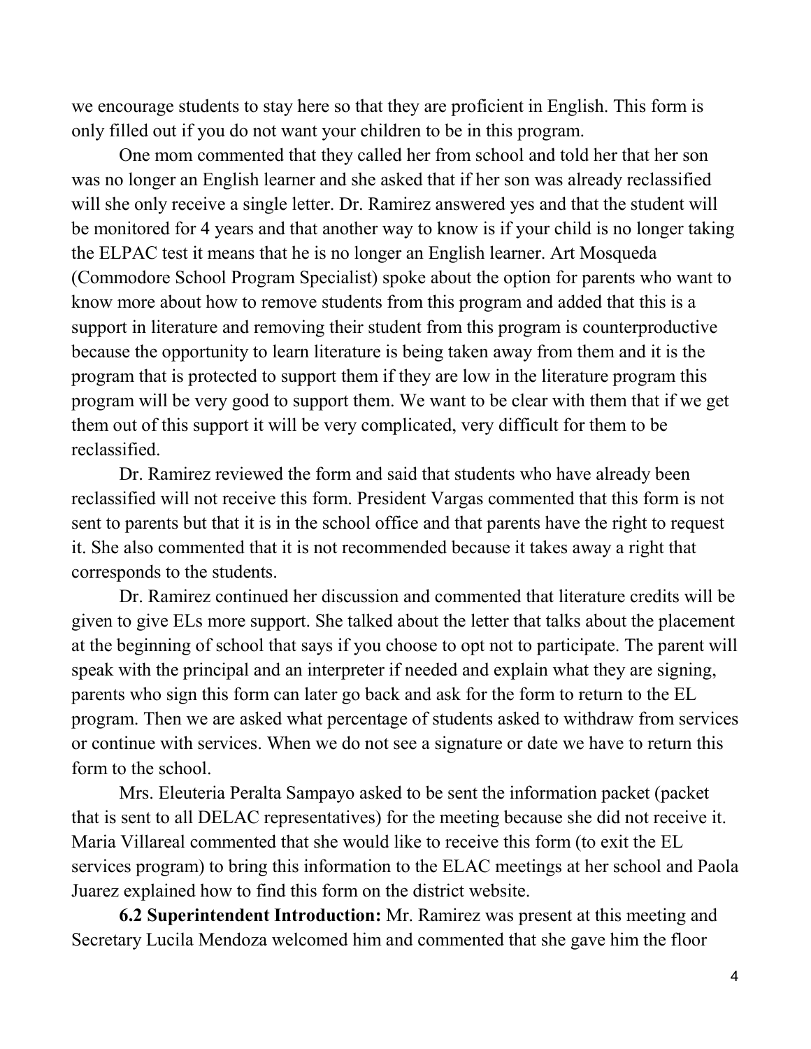we encourage students to stay here so that they are proficient in English. This form is only filled out if you do not want your children to be in this program.

One mom commented that they called her from school and told her that her son was no longer an English learner and she asked that if her son was already reclassified will she only receive a single letter. Dr. Ramirez answered yes and that the student will be monitored for 4 years and that another way to know is if your child is no longer taking the ELPAC test it means that he is no longer an English learner. Art Mosqueda (Commodore School Program Specialist) spoke about the option for parents who want to know more about how to remove students from this program and added that this is a support in literature and removing their student from this program is counterproductive because the opportunity to learn literature is being taken away from them and it is the program that is protected to support them if they are low in the literature program this program will be very good to support them. We want to be clear with them that if we get them out of this support it will be very complicated, very difficult for them to be reclassified.

Dr. Ramirez reviewed the form and said that students who have already been reclassified will not receive this form. President Vargas commented that this form is not sent to parents but that it is in the school office and that parents have the right to request it. She also commented that it is not recommended because it takes away a right that corresponds to the students.

Dr. Ramirez continued her discussion and commented that literature credits will be given to give ELs more support. She talked about the letter that talks about the placement at the beginning of school that says if you choose to opt not to participate. The parent will speak with the principal and an interpreter if needed and explain what they are signing, parents who sign this form can later go back and ask for the form to return to the EL program. Then we are asked what percentage of students asked to withdraw from services or continue with services. When we do not see a signature or date we have to return this form to the school.

Mrs. Eleuteria Peralta Sampayo asked to be sent the information packet (packet that is sent to all DELAC representatives) for the meeting because she did not receive it. Maria Villareal commented that she would like to receive this form (to exit the EL services program) to bring this information to the ELAC meetings at her school and Paola Juarez explained how to find this form on the district website.

**6.2 Superintendent Introduction:** Mr. Ramirez was present at this meeting and Secretary Lucila Mendoza welcomed him and commented that she gave him the floor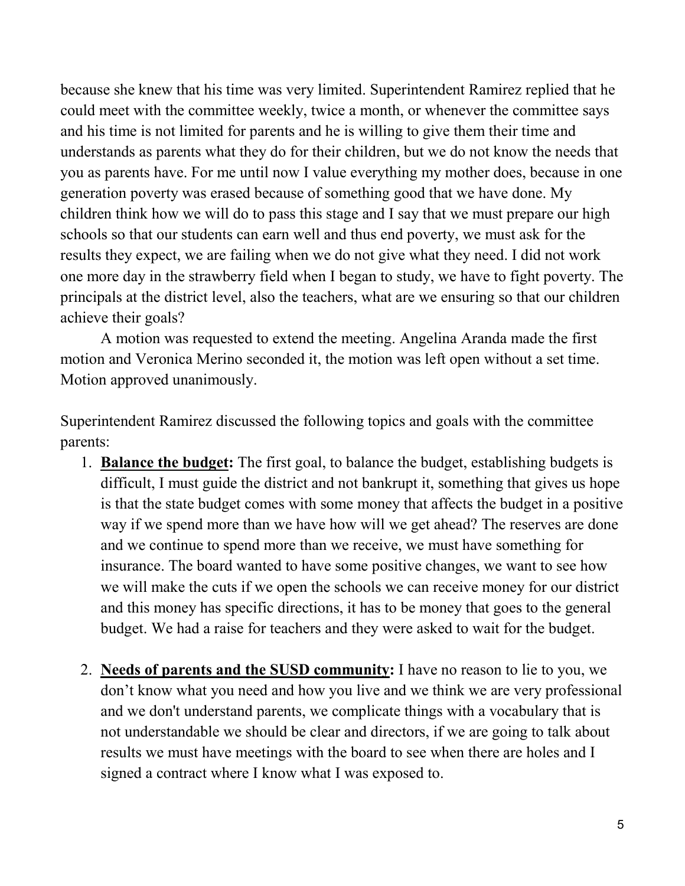because she knew that his time was very limited. Superintendent Ramirez replied that he could meet with the committee weekly, twice a month, or whenever the committee says and his time is not limited for parents and he is willing to give them their time and understands as parents what they do for their children, but we do not know the needs that you as parents have. For me until now I value everything my mother does, because in one generation poverty was erased because of something good that we have done. My children think how we will do to pass this stage and I say that we must prepare our high schools so that our students can earn well and thus end poverty, we must ask for the results they expect, we are failing when we do not give what they need. I did not work one more day in the strawberry field when I began to study, we have to fight poverty. The principals at the district level, also the teachers, what are we ensuring so that our children achieve their goals?

A motion was requested to extend the meeting. Angelina Aranda made the first motion and Veronica Merino seconded it, the motion was left open without a set time. Motion approved unanimously.

Superintendent Ramirez discussed the following topics and goals with the committee parents:

1. **Balance the budget:** The first goal, to balance the budget, establishing budgets is difficult, I must guide the district and not bankrupt it, something that gives us hope is that the state budget comes with some money that affects the budget in a positive way if we spend more than we have how will we get ahead? The reserves are done and we continue to spend more than we receive, we must have something for insurance. The board wanted to have some positive changes, we want to see how we will make the cuts if we open the schools we can receive money for our district and this money has specific directions, it has to be money that goes to the general budget. We had a raise for teachers and they were asked to wait for the budget.

2. **Needs of parents and the SUSD community:** I have no reason to lie to you, we don't know what you need and how you live and we think we are very professional and we don't understand parents, we complicate things with a vocabulary that is not understandable we should be clear and directors, if we are going to talk about results we must have meetings with the board to see when there are holes and I signed a contract where I know what I was exposed to.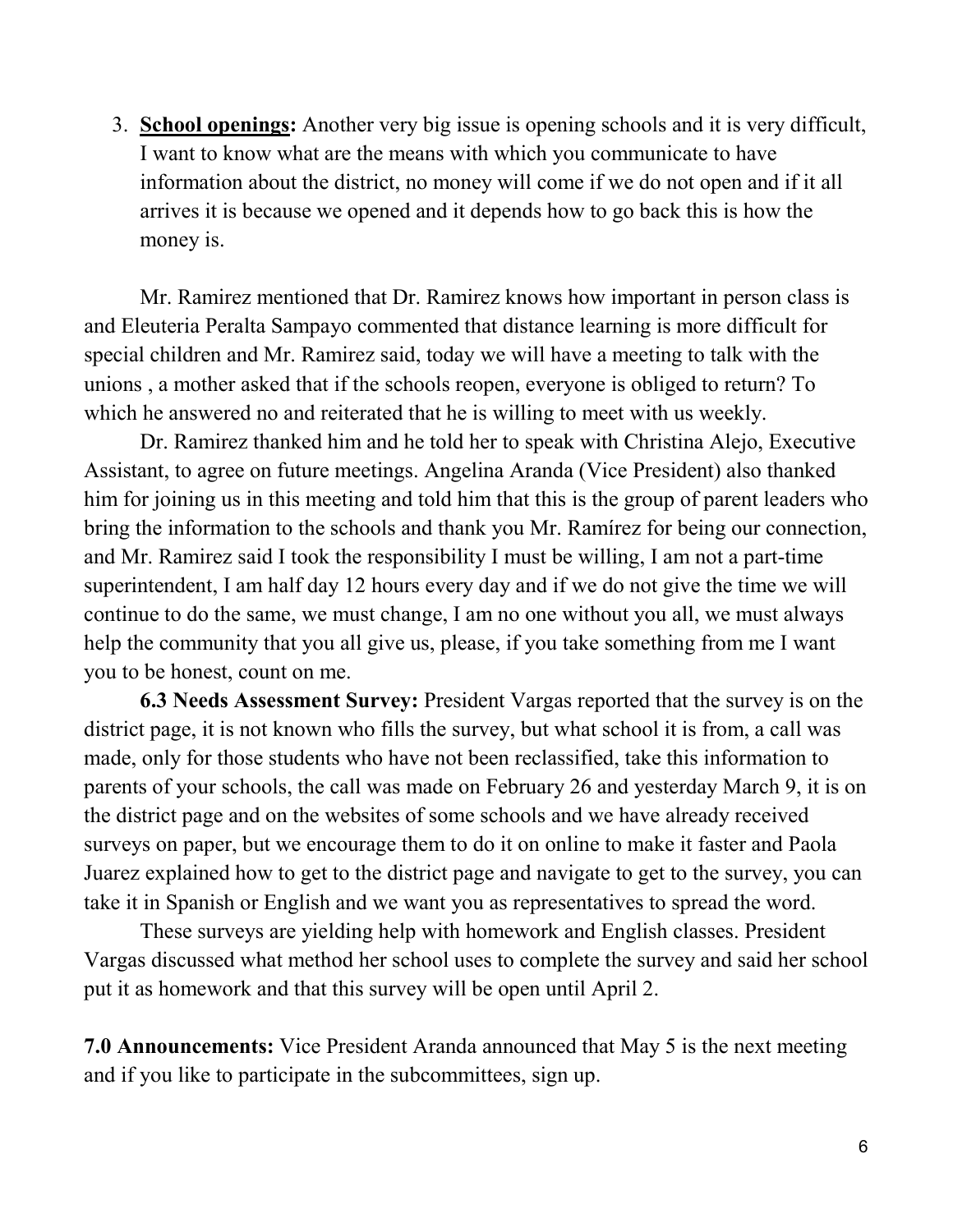3. **School openings:** Another very big issue is opening schools and it is very difficult, I want to know what are the means with which you communicate to have information about the district, no money will come if we do not open and if it all arrives it is because we opened and it depends how to go back this is how the money is.

Mr. Ramirez mentioned that Dr. Ramirez knows how important in person class is and Eleuteria Peralta Sampayo commented that distance learning is more difficult for special children and Mr. Ramirez said, today we will have a meeting to talk with the unions , a mother asked that if the schools reopen, everyone is obliged to return? To which he answered no and reiterated that he is willing to meet with us weekly.

Dr. Ramirez thanked him and he told her to speak with Christina Alejo, Executive Assistant, to agree on future meetings. Angelina Aranda (Vice President) also thanked him for joining us in this meeting and told him that this is the group of parent leaders who bring the information to the schools and thank you Mr. Ramírez for being our connection, and Mr. Ramirez said I took the responsibility I must be willing, I am not a part-time superintendent, I am half day 12 hours every day and if we do not give the time we will continue to do the same, we must change, I am no one without you all, we must always help the community that you all give us, please, if you take something from me I want you to be honest, count on me.

**6.3 Needs Assessment Survey:** President Vargas reported that the survey is on the district page, it is not known who fills the survey, but what school it is from, a call was made, only for those students who have not been reclassified, take this information to parents of your schools, the call was made on February 26 and yesterday March 9, it is on the district page and on the websites of some schools and we have already received surveys on paper, but we encourage them to do it on online to make it faster and Paola Juarez explained how to get to the district page and navigate to get to the survey, you can take it in Spanish or English and we want you as representatives to spread the word.

These surveys are yielding help with homework and English classes. President Vargas discussed what method her school uses to complete the survey and said her school put it as homework and that this survey will be open until April 2.

**7.0 Announcements:** Vice President Aranda announced that May 5 is the next meeting and if you like to participate in the subcommittees, sign up.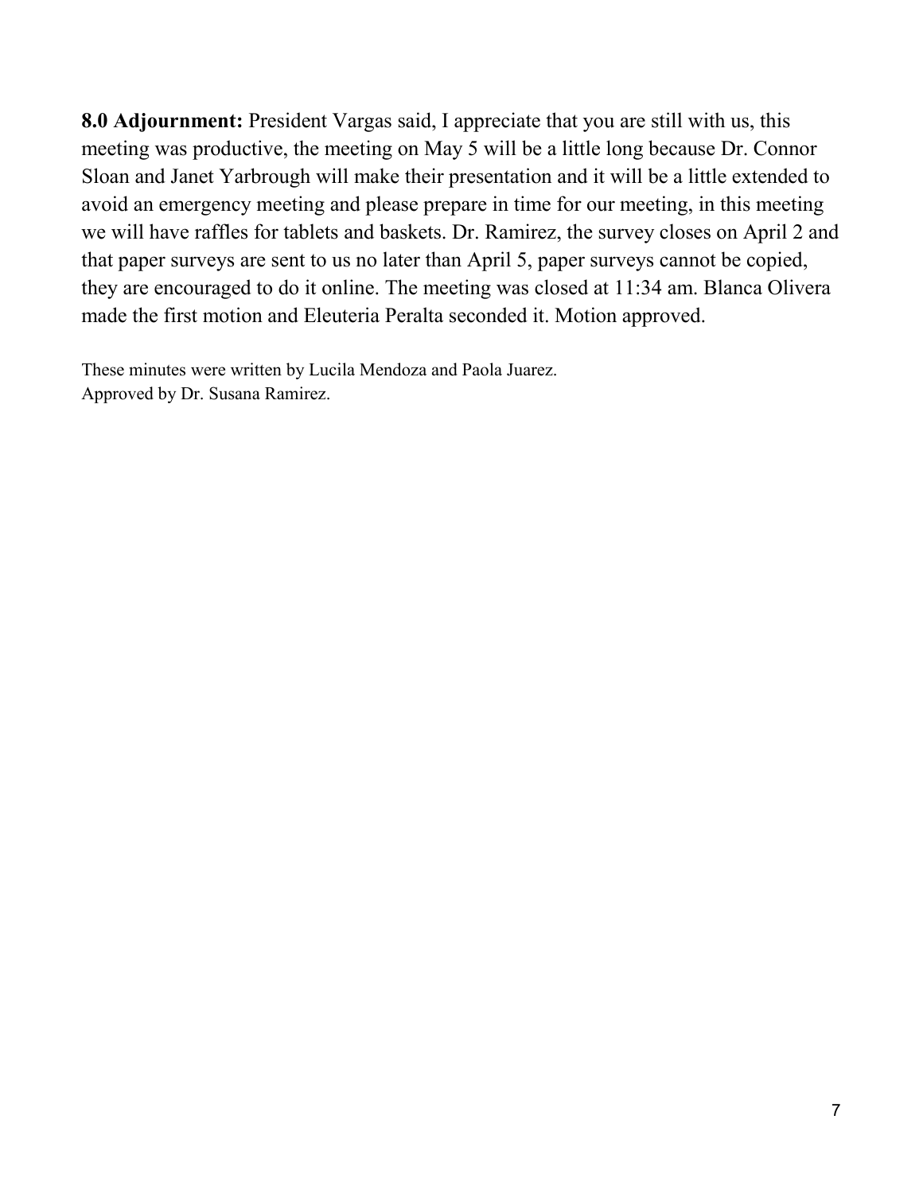**8.0 Adjournment:** President Vargas said, I appreciate that you are still with us, this meeting was productive, the meeting on May 5 will be a little long because Dr. Connor Sloan and Janet Yarbrough will make their presentation and it will be a little extended to avoid an emergency meeting and please prepare in time for our meeting, in this meeting we will have raffles for tablets and baskets. Dr. Ramirez, the survey closes on April 2 and that paper surveys are sent to us no later than April 5, paper surveys cannot be copied, they are encouraged to do it online. The meeting was closed at 11:34 am. Blanca Olivera made the first motion and Eleuteria Peralta seconded it. Motion approved.

These minutes were written by Lucila Mendoza and Paola Juarez.
Approved by Dr. Susana Ramirez.